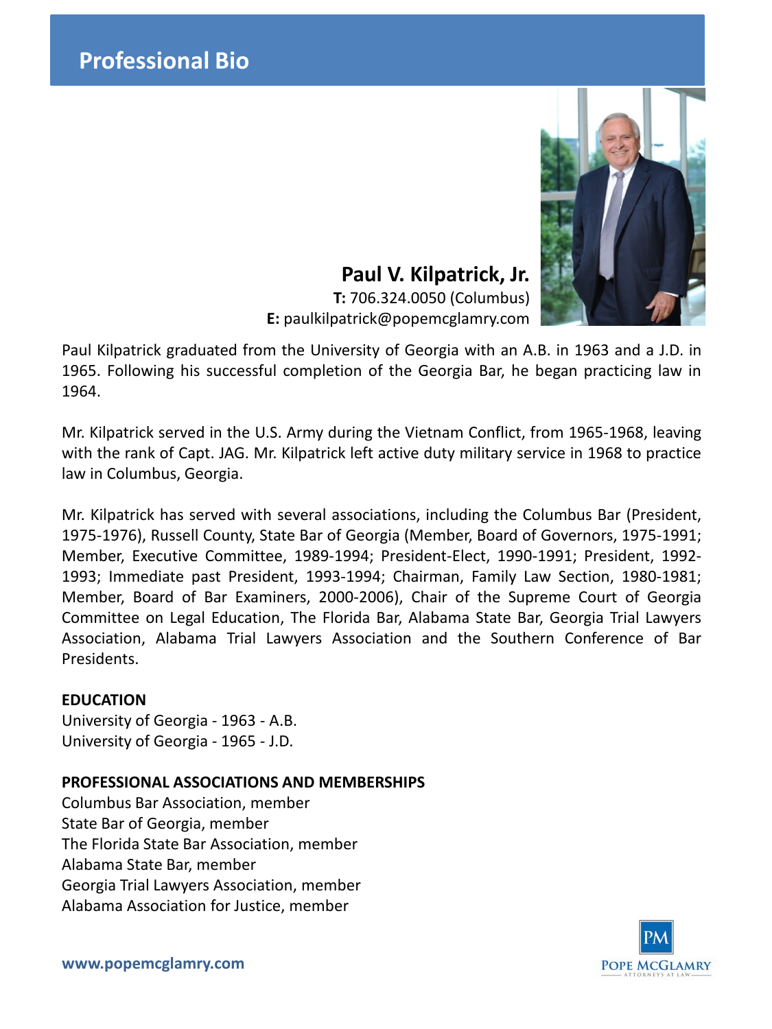# Professional Bio

## Paul V. Kilpatrick, Jr.

**T:** 706.324.0050 (Columbus)
**E:** paulkilpatrick@popemcglamry.com

Paul Kilpatrick graduated from the University of Georgia with an A.B. in 1963 and a J.D. in 1965. Following his successful completion of the Georgia Bar, he began practicing law in 1964.

Mr. Kilpatrick served in the U.S. Army during the Vietnam Conflict, from 1965-1968, leaving with the rank of Capt. JAG. Mr. Kilpatrick left active duty military service in 1968 to practice law in Columbus, Georgia.

Mr. Kilpatrick has served with several associations, including the Columbus Bar (President, 1975-1976), Russell County, State Bar of Georgia (Member, Board of Governors, 1975-1991; Member, Executive Committee, 1989-1994; President-Elect, 1990-1991; President, 1992-1993; Immediate past President, 1993-1994; Chairman, Family Law Section, 1980-1981; Member, Board of Bar Examiners, 2000-2006), Chair of the Supreme Court of Georgia Committee on Legal Education, The Florida Bar, Alabama State Bar, Georgia Trial Lawyers Association, Alabama Trial Lawyers Association and the Southern Conference of Bar Presidents.

**EDUCATION**

University of Georgia - 1963 - A.B.
University of Georgia - 1965 - J.D.

**PROFESSIONAL ASSOCIATIONS AND MEMBERSHIPS**

Columbus Bar Association, member
State Bar of Georgia, member
The Florida State Bar Association, member
Alabama State Bar, member
Georgia Trial Lawyers Association, member
Alabama Association for Justice, member

www.popemcglamry.com

POPE MCGLAMRY ATTORNEYS AT LAW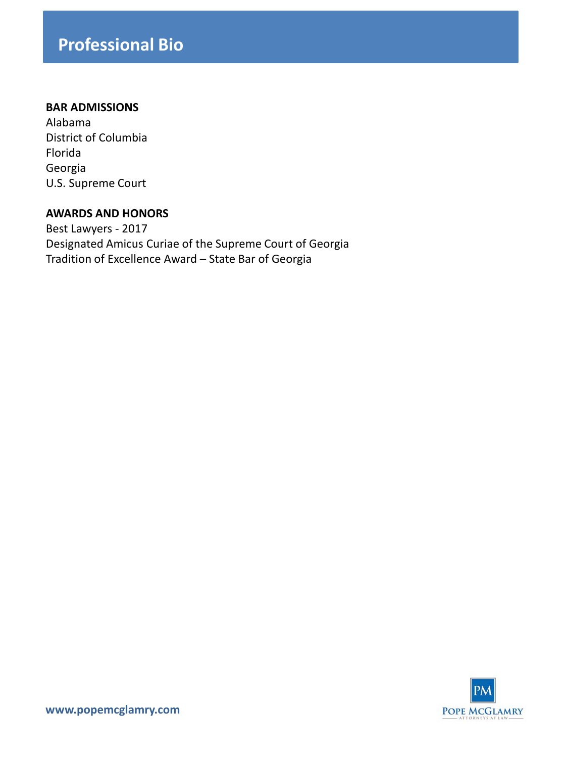# Professional Bio

**BAR ADMISSIONS**

Alabama
District of Columbia
Florida
Georgia
U.S. Supreme Court

**AWARDS AND HONORS**

Best Lawyers - 2017
Designated Amicus Curiae of the Supreme Court of Georgia
Tradition of Excellence Award – State Bar of Georgia

**www.popemcglamry.com**